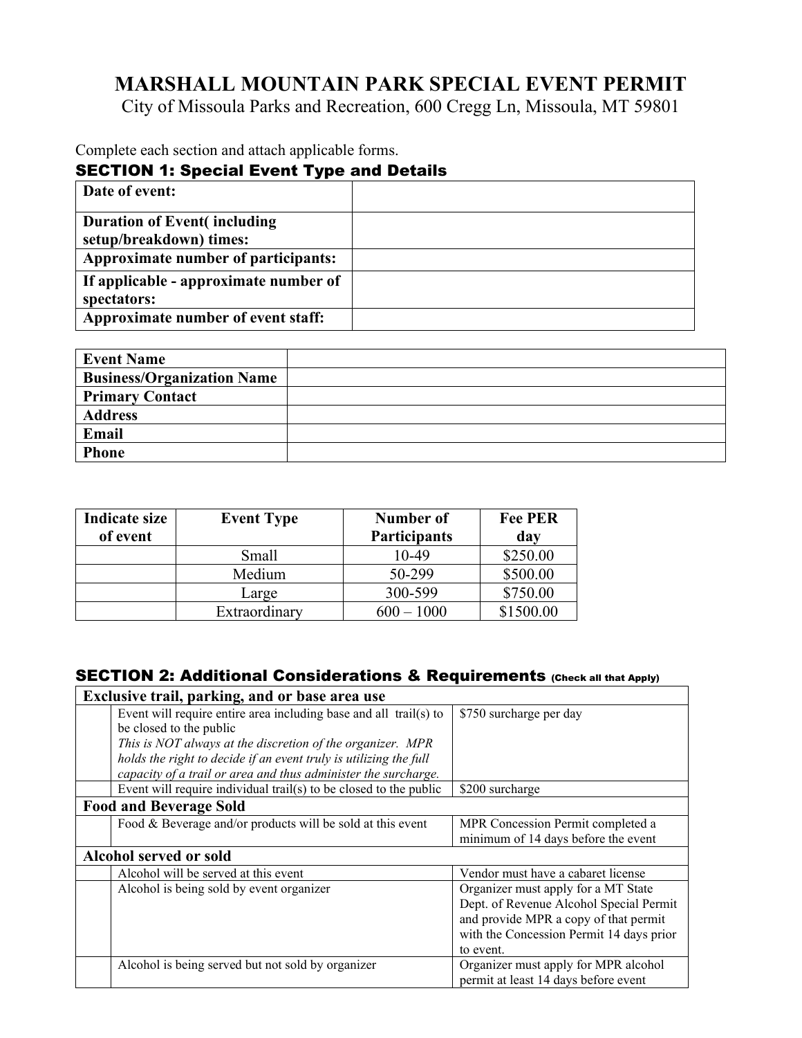# MARSHALL MOUNTAIN PARK SPECIAL EVENT PERMIT

City of Missoula Parks and Recreation, 600 Cregg Ln, Missoula, MT 59801

Complete each section and attach applicable forms.

## SECTION 1: Special Event Type and Details

| | |
|---|---|
| **Date of event:** | |
| **Duration of Event( including setup/breakdown) times:** | |
| **Approximate number of participants:** | |
| **If applicable - approximate number of spectators:** | |
| **Approximate number of event staff:** | |

| | |
|---|---|
| **Event Name** | |
| **Business/Organization Name** | |
| **Primary Contact** | |
| **Address** | |
| **Email** | |
| **Phone** | |

| Indicate size of event | Event Type | Number of Participants | Fee PER day |
|---|---|---|---|
| | Small | 10-49 | $250.00 |
| | Medium | 50-299 | $500.00 |
| | Large | 300-599 | $750.00 |
| | Extraordinary | 600 – 1000 | $1500.00 |

## SECTION 2: Additional Considerations & Requirements (Check all that Apply)

| | | |
|---|---|---|
| **Exclusive trail, parking, and or base area use** | | |
| | Event will require entire area including base and all trail(s) to be closed to the public *This is NOT always at the discretion of the organizer. MPR holds the right to decide if an event truly is utilizing the full capacity of a trail or area and thus administer the surcharge.* | $750 surcharge per day |
| | Event will require individual trail(s) to be closed to the public | $200 surcharge |
| **Food and Beverage Sold** | | |
| | Food & Beverage and/or products will be sold at this event | MPR Concession Permit completed a minimum of 14 days before the event |
| **Alcohol served or sold** | | |
| | Alcohol will be served at this event | Vendor must have a cabaret license |
| | Alcohol is being sold by event organizer | Organizer must apply for a MT State Dept. of Revenue Alcohol Special Permit and provide MPR a copy of that permit with the Concession Permit 14 days prior to event. |
| | Alcohol is being served but not sold by organizer | Organizer must apply for MPR alcohol permit at least 14 days before event |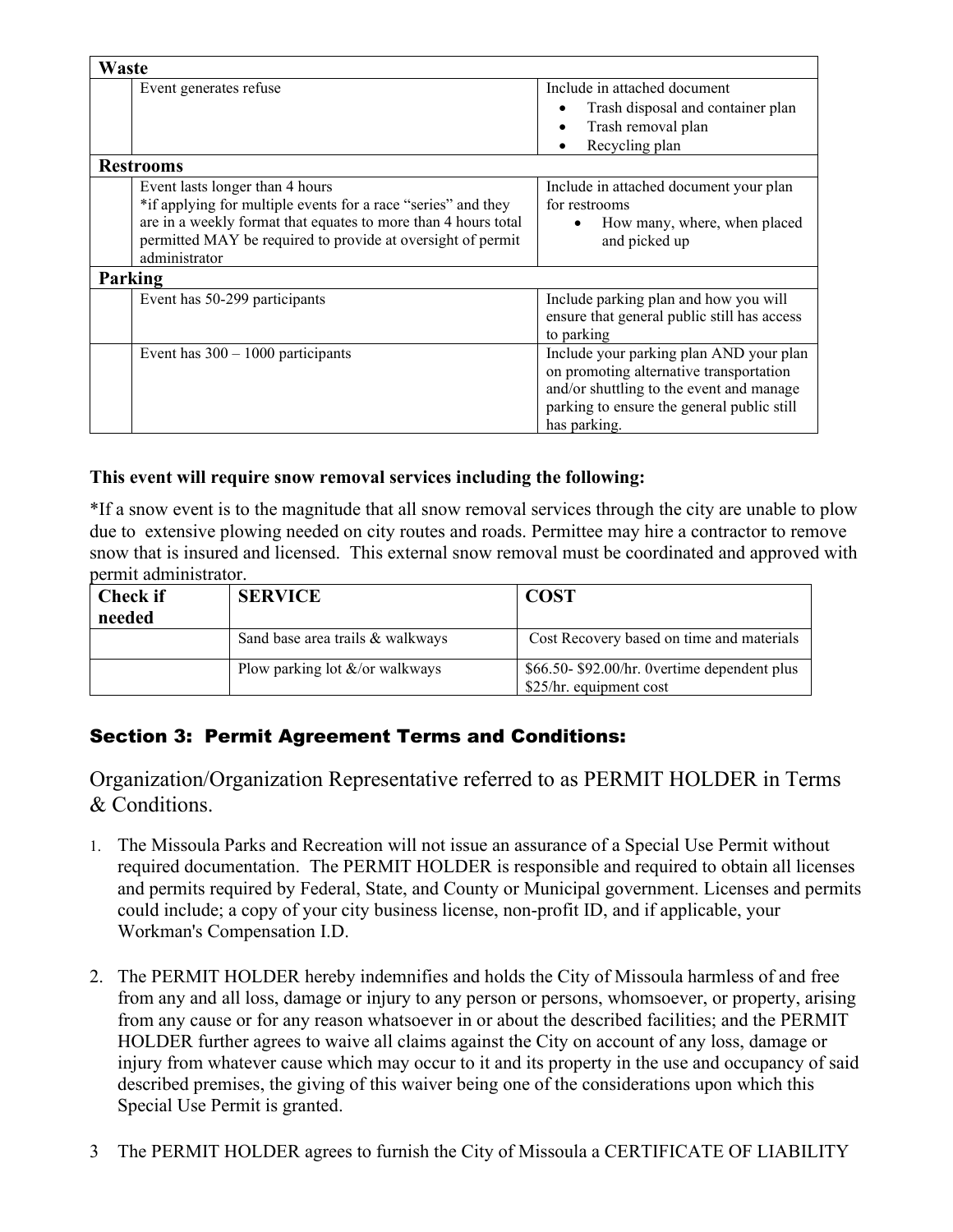| Waste | | |
|---|---|---|
| | Event generates refuse | Include in attached document<br>• Trash disposal and container plan<br>• Trash removal plan<br>• Recycling plan |
| **Restrooms** | | |
| | Event lasts longer than 4 hours<br>*if applying for multiple events for a race "series" and they are in a weekly format that equates to more than 4 hours total permitted MAY be required to provide at oversight of permit administrator | Include in attached document your plan for restrooms<br>• How many, where, when placed and picked up |
| **Parking** | | |
| | Event has 50-299 participants | Include parking plan and how you will ensure that general public still has access to parking |
| | Event has 300 – 1000 participants | Include your parking plan AND your plan on promoting alternative transportation and/or shuttling to the event and manage parking to ensure the general public still has parking. |

**This event will require snow removal services including the following:**

*If a snow event is to the magnitude that all snow removal services through the city are unable to plow due to extensive plowing needed on city routes and roads. Permittee may hire a contractor to remove snow that is insured and licensed. This external snow removal must be coordinated and approved with permit administrator.

| Check if needed | SERVICE | COST |
|---|---|---|
| | Sand base area trails & walkways | Cost Recovery based on time and materials |
| | Plow parking lot &/or walkways | \$66.50- \$92.00/hr. 0vertime dependent plus \$25/hr. equipment cost |

## Section 3: Permit Agreement Terms and Conditions:

Organization/Organization Representative referred to as PERMIT HOLDER in Terms & Conditions.

1. The Missoula Parks and Recreation will not issue an assurance of a Special Use Permit without required documentation. The PERMIT HOLDER is responsible and required to obtain all licenses and permits required by Federal, State, and County or Municipal government. Licenses and permits could include; a copy of your city business license, non-profit ID, and if applicable, your Workman's Compensation I.D.

2. The PERMIT HOLDER hereby indemnifies and holds the City of Missoula harmless of and free from any and all loss, damage or injury to any person or persons, whomsoever, or property, arising from any cause or for any reason whatsoever in or about the described facilities; and the PERMIT HOLDER further agrees to waive all claims against the City on account of any loss, damage or injury from whatever cause which may occur to it and its property in the use and occupancy of said described premises, the giving of this waiver being one of the considerations upon which this Special Use Permit is granted.

3 The PERMIT HOLDER agrees to furnish the City of Missoula a CERTIFICATE OF LIABILITY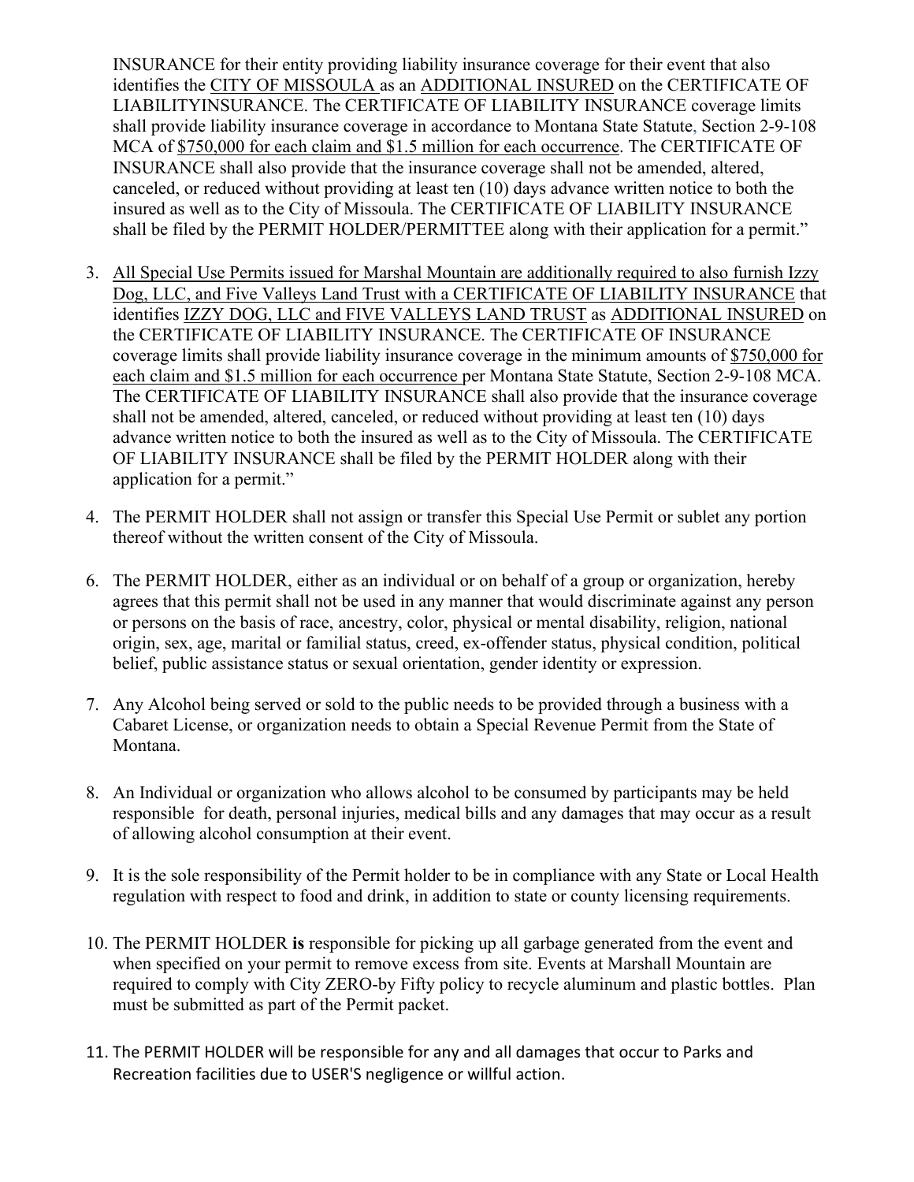INSURANCE for their entity providing liability insurance coverage for their event that also identifies the <u>CITY OF MISSOULA</u> as an <u>ADDITIONAL INSURED</u> on the CERTIFICATE OF LIABILITYINSURANCE. The CERTIFICATE OF LIABILITY INSURANCE coverage limits shall provide liability insurance coverage in accordance to Montana State Statute, Section 2-9-108 MCA of <u>$750,000 for each claim and $1.5 million for each occurrence</u>. The CERTIFICATE OF INSURANCE shall also provide that the insurance coverage shall not be amended, altered, canceled, or reduced without providing at least ten (10) days advance written notice to both the insured as well as to the City of Missoula. The CERTIFICATE OF LIABILITY INSURANCE shall be filed by the PERMIT HOLDER/PERMITTEE along with their application for a permit."

3. <u>All Special Use Permits issued for Marshal Mountain are additionally required to also furnish Izzy Dog, LLC, and Five Valleys Land Trust with a CERTIFICATE OF LIABILITY INSURANCE</u> that identifies <u>IZZY DOG, LLC and FIVE VALLEYS LAND TRUST</u> as <u>ADDITIONAL INSURED</u> on the CERTIFICATE OF LIABILITY INSURANCE. The CERTIFICATE OF INSURANCE coverage limits shall provide liability insurance coverage in the minimum amounts of <u>$750,000 for each claim and $1.5 million for each occurrence</u> per Montana State Statute, Section 2-9-108 MCA. The CERTIFICATE OF LIABILITY INSURANCE shall also provide that the insurance coverage shall not be amended, altered, canceled, or reduced without providing at least ten (10) days advance written notice to both the insured as well as to the City of Missoula. The CERTIFICATE OF LIABILITY INSURANCE shall be filed by the PERMIT HOLDER along with their application for a permit."

4. The PERMIT HOLDER shall not assign or transfer this Special Use Permit or sublet any portion thereof without the written consent of the City of Missoula.

6. The PERMIT HOLDER, either as an individual or on behalf of a group or organization, hereby agrees that this permit shall not be used in any manner that would discriminate against any person or persons on the basis of race, ancestry, color, physical or mental disability, religion, national origin, sex, age, marital or familial status, creed, ex-offender status, physical condition, political belief, public assistance status or sexual orientation, gender identity or expression.

7. Any Alcohol being served or sold to the public needs to be provided through a business with a Cabaret License, or organization needs to obtain a Special Revenue Permit from the State of Montana.

8. An Individual or organization who allows alcohol to be consumed by participants may be held responsible for death, personal injuries, medical bills and any damages that may occur as a result of allowing alcohol consumption at their event.

9. It is the sole responsibility of the Permit holder to be in compliance with any State or Local Health regulation with respect to food and drink, in addition to state or county licensing requirements.

10. The PERMIT HOLDER **is** responsible for picking up all garbage generated from the event and when specified on your permit to remove excess from site. Events at Marshall Mountain are required to comply with City ZERO-by Fifty policy to recycle aluminum and plastic bottles. Plan must be submitted as part of the Permit packet.

11. The PERMIT HOLDER will be responsible for any and all damages that occur to Parks and Recreation facilities due to USER'S negligence or willful action.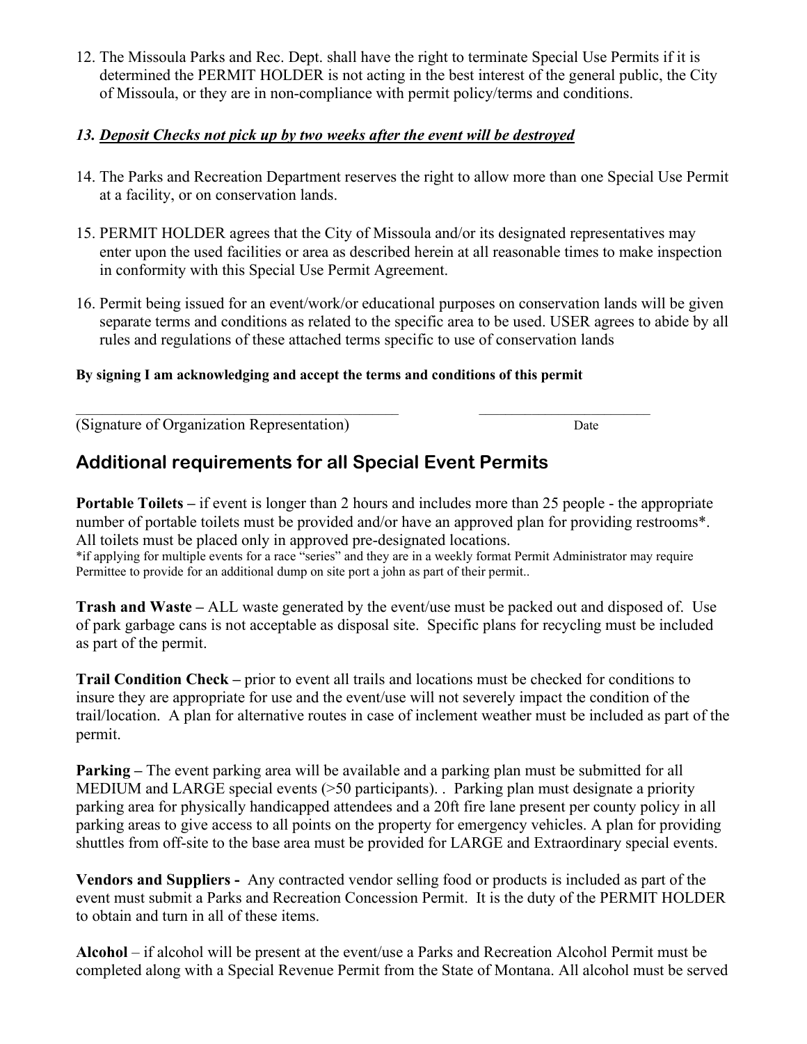12. The Missoula Parks and Rec. Dept. shall have the right to terminate Special Use Permits if it is determined the PERMIT HOLDER is not acting in the best interest of the general public, the City of Missoula, or they are in non-compliance with permit policy/terms and conditions.

13. ***Deposit Checks not pick up by two weeks after the event will be destroyed***

14. The Parks and Recreation Department reserves the right to allow more than one Special Use Permit at a facility, or on conservation lands.

15. PERMIT HOLDER agrees that the City of Missoula and/or its designated representatives may enter upon the used facilities or area as described herein at all reasonable times to make inspection in conformity with this Special Use Permit Agreement.

16. Permit being issued for an event/work/or educational purposes on conservation lands will be given separate terms and conditions as related to the specific area to be used. USER agrees to abide by all rules and regulations of these attached terms specific to use of conservation lands

**By signing I am acknowledging and accept the terms and conditions of this permit**

\_\_\_\_\_\_\_\_\_\_\_\_\_\_\_\_\_\_\_\_\_\_\_\_\_\_\_\_\_\_\_\_\_\_\_\_\_\_\_\_\_\_ \_\_\_\_\_\_\_\_\_\_\_\_\_\_\_\_\_\_\_\_\_\_\_\_
(Signature of Organization Representation) Date

## Additional requirements for all Special Event Permits

**Portable Toilets –** if event is longer than 2 hours and includes more than 25 people - the appropriate number of portable toilets must be provided and/or have an approved plan for providing restrooms*. All toilets must be placed only in approved pre-designated locations.
*if applying for multiple events for a race "series" and they are in a weekly format Permit Administrator may require Permittee to provide for an additional dump on site port a john as part of their permit..

**Trash and Waste –** ALL waste generated by the event/use must be packed out and disposed of. Use of park garbage cans is not acceptable as disposal site. Specific plans for recycling must be included as part of the permit.

**Trail Condition Check –** prior to event all trails and locations must be checked for conditions to insure they are appropriate for use and the event/use will not severely impact the condition of the trail/location. A plan for alternative routes in case of inclement weather must be included as part of the permit.

**Parking –** The event parking area will be available and a parking plan must be submitted for all MEDIUM and LARGE special events (>50 participants). . Parking plan must designate a priority parking area for physically handicapped attendees and a 20ft fire lane present per county policy in all parking areas to give access to all points on the property for emergency vehicles. A plan for providing shuttles from off-site to the base area must be provided for LARGE and Extraordinary special events.

**Vendors and Suppliers -** Any contracted vendor selling food or products is included as part of the event must submit a Parks and Recreation Concession Permit. It is the duty of the PERMIT HOLDER to obtain and turn in all of these items.

**Alcohol** – if alcohol will be present at the event/use a Parks and Recreation Alcohol Permit must be completed along with a Special Revenue Permit from the State of Montana. All alcohol must be served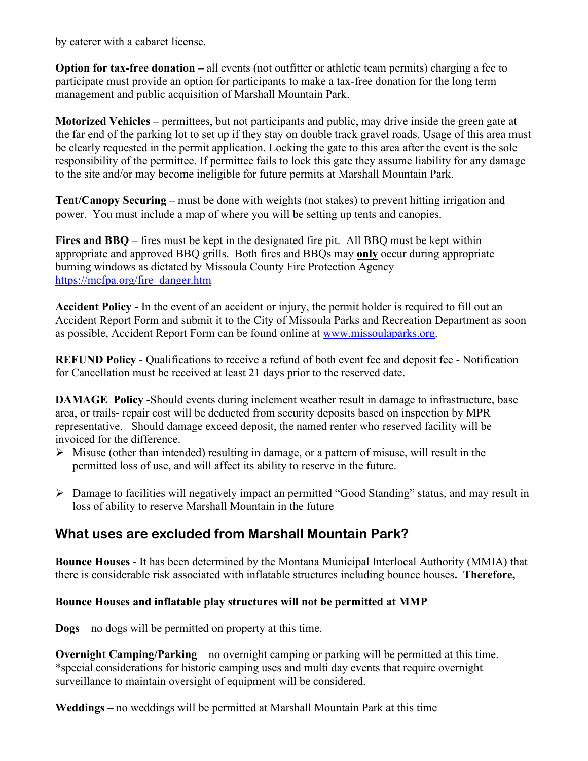by caterer with a cabaret license.

**Option for tax-free donation –** all events (not outfitter or athletic team permits) charging a fee to participate must provide an option for participants to make a tax-free donation for the long term management and public acquisition of Marshall Mountain Park.

**Motorized Vehicles –** permittees, but not participants and public, may drive inside the green gate at the far end of the parking lot to set up if they stay on double track gravel roads. Usage of this area must be clearly requested in the permit application. Locking the gate to this area after the event is the sole responsibility of the permittee. If permittee fails to lock this gate they assume liability for any damage to the site and/or may become ineligible for future permits at Marshall Mountain Park.

**Tent/Canopy Securing –** must be done with weights (not stakes) to prevent hitting irrigation and power. You must include a map of where you will be setting up tents and canopies.

**Fires and BBQ –** fires must be kept in the designated fire pit. All BBQ must be kept within appropriate and approved BBQ grills. Both fires and BBQs may **only** occur during appropriate burning windows as dictated by Missoula County Fire Protection Agency https://mcfpa.org/fire_danger.htm

**Accident Policy -** In the event of an accident or injury, the permit holder is required to fill out an Accident Report Form and submit it to the City of Missoula Parks and Recreation Department as soon as possible, Accident Report Form can be found online at www.missoulaparks.org.

**REFUND Policy** - Qualifications to receive a refund of both event fee and deposit fee - Notification for Cancellation must be received at least 21 days prior to the reserved date.

**DAMAGE Policy -**Should events during inclement weather result in damage to infrastructure, base area, or trails- repair cost will be deducted from security deposits based on inspection by MPR representative. Should damage exceed deposit, the named renter who reserved facility will be invoiced for the difference.

- Misuse (other than intended) resulting in damage, or a pattern of misuse, will result in the permitted loss of use, and will affect its ability to reserve in the future.
- Damage to facilities will negatively impact an permitted "Good Standing" status, and may result in loss of ability to reserve Marshall Mountain in the future

## What uses are excluded from Marshall Mountain Park?

**Bounce Houses** - It has been determined by the Montana Municipal Interlocal Authority (MMIA) that there is considerable risk associated with inflatable structures including bounce houses**. Therefore,**

**Bounce Houses and inflatable play structures will not be permitted at MMP**

**Dogs** – no dogs will be permitted on property at this time.

**Overnight Camping/Parking** – no overnight camping or parking will be permitted at this time. *special considerations for historic camping uses and multi day events that require overnight surveillance to maintain oversight of equipment will be considered.

**Weddings –** no weddings will be permitted at Marshall Mountain Park at this time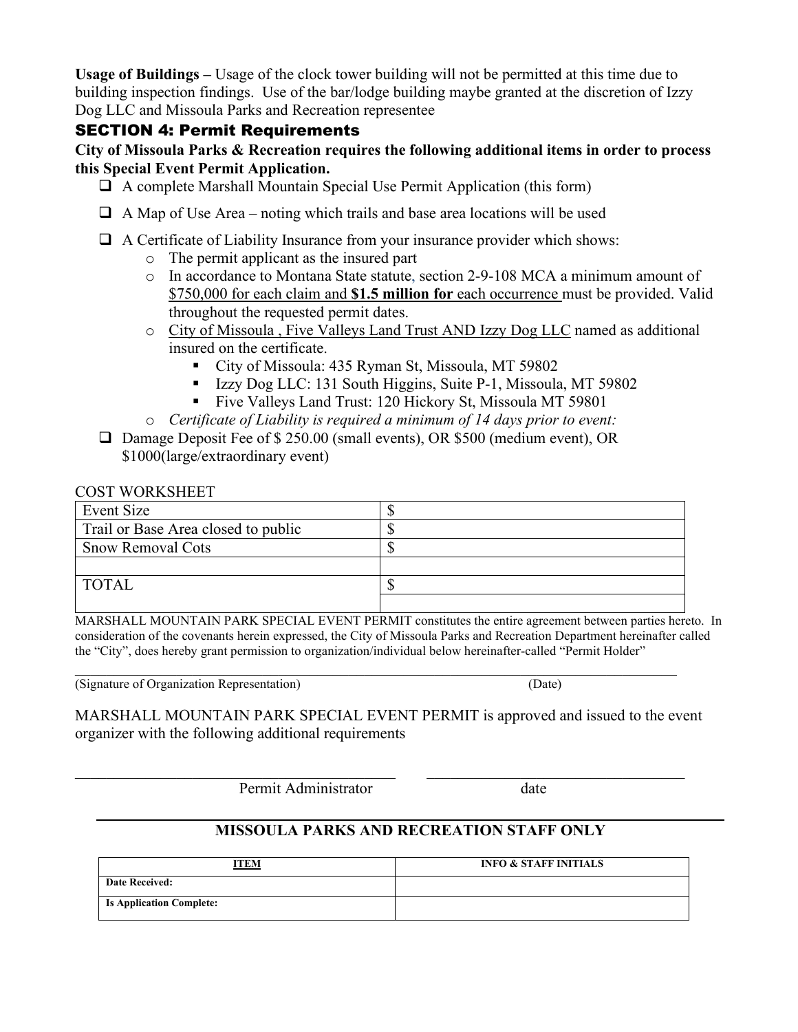**Usage of Buildings –** Usage of the clock tower building will not be permitted at this time due to building inspection findings. Use of the bar/lodge building maybe granted at the discretion of Izzy Dog LLC and Missoula Parks and Recreation representee

## SECTION 4: Permit Requirements

**City of Missoula Parks & Recreation requires the following additional items in order to process this Special Event Permit Application.**

- ☐ A complete Marshall Mountain Special Use Permit Application (this form)
- ☐ A Map of Use Area – noting which trails and base area locations will be used
- ☐ A Certificate of Liability Insurance from your insurance provider which shows:
  - The permit applicant as the insured part
  - In accordance to Montana State statute, section 2-9-108 MCA a minimum amount of $750,000 for each claim and **$1.5 million for** each occurrence must be provided. Valid throughout the requested permit dates.
  - City of Missoula , Five Valleys Land Trust AND Izzy Dog LLC named as additional insured on the certificate.
    - City of Missoula: 435 Ryman St, Missoula, MT 59802
    - Izzy Dog LLC: 131 South Higgins, Suite P-1, Missoula, MT 59802
    - Five Valleys Land Trust: 120 Hickory St, Missoula MT 59801
  - *Certificate of Liability is required a minimum of 14 days prior to event:*
- ☐ Damage Deposit Fee of $ 250.00 (small events), OR $500 (medium event), OR $1000(large/extraordinary event)

COST WORKSHEET

| | |
|---|---|
| Event Size | $ |
| Trail or Base Area closed to public | $ |
| Snow Removal Cots | $ |
| | |
| TOTAL | $ |
| | |

MARSHALL MOUNTAIN PARK SPECIAL EVENT PERMIT constitutes the entire agreement between parties hereto. In consideration of the covenants herein expressed, the City of Missoula Parks and Recreation Department hereinafter called the "City", does hereby grant permission to organization/individual below hereinafter-called "Permit Holder"

(Signature of Organization Representation) (Date)

MARSHALL MOUNTAIN PARK SPECIAL EVENT PERMIT is approved and issued to the event organizer with the following additional requirements

Permit Administrator date

### MISSOULA PARKS AND RECREATION STAFF ONLY

| ITEM | INFO & STAFF INITIALS |
|---|---|
| **Date Received:** | |
| **Is Application Complete:** | |